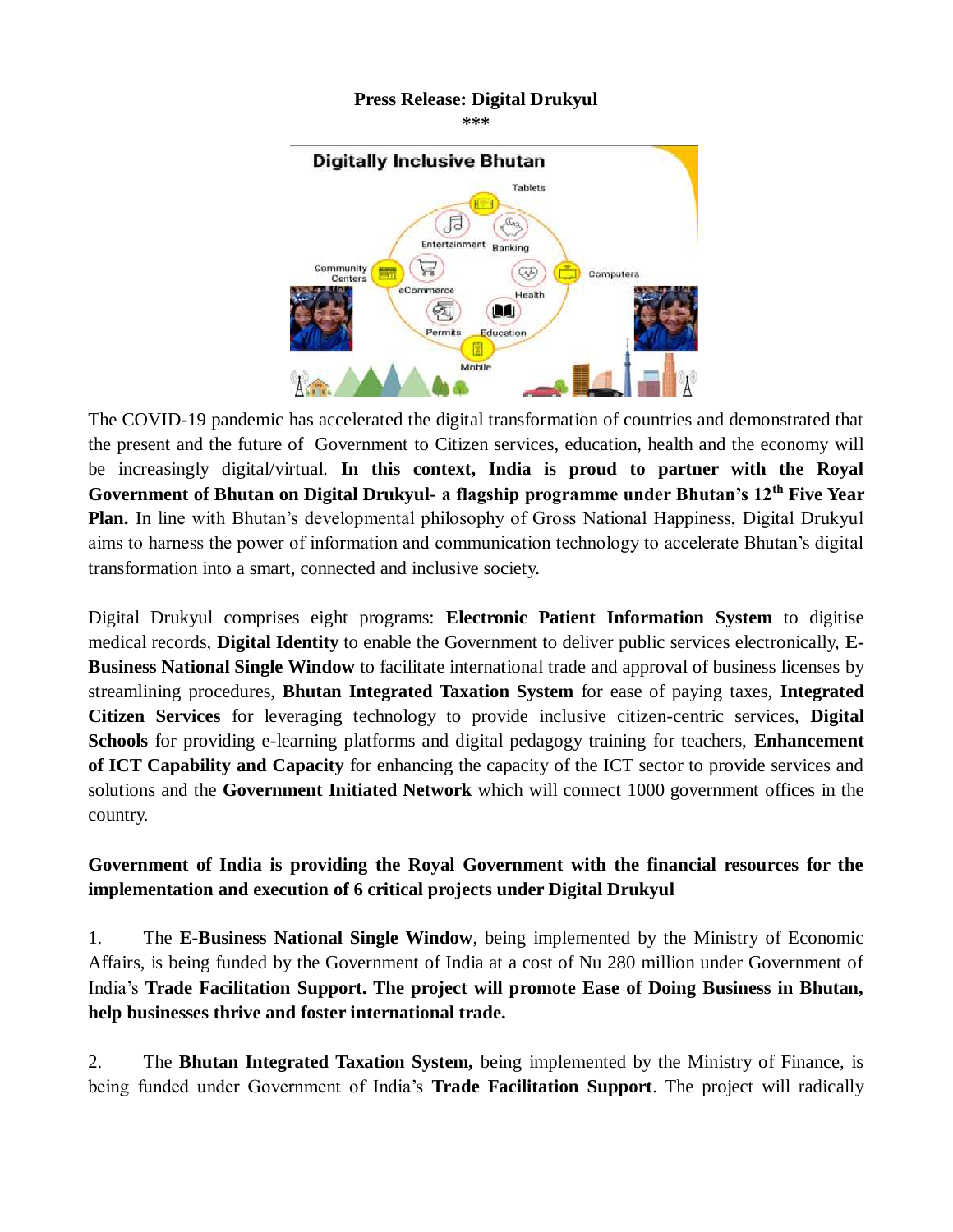**Press Release: Digital Drukyul**

***

The COVID-19 pandemic has accelerated the digital transformation of countries and demonstrated that the present and the future of Government to Citizen services, education, health and the economy will be increasingly digital/virtual. **In this context, India is proud to partner with the Royal Government of Bhutan on Digital Drukyul- a flagship programme under Bhutan's 12th Five Year Plan.** In line with Bhutan's developmental philosophy of Gross National Happiness, Digital Drukyul aims to harness the power of information and communication technology to accelerate Bhutan's digital transformation into a smart, connected and inclusive society.

Digital Drukyul comprises eight programs: **Electronic Patient Information System** to digitise medical records, **Digital Identity** to enable the Government to deliver public services electronically, **E-Business National Single Window** to facilitate international trade and approval of business licenses by streamlining procedures, **Bhutan Integrated Taxation System** for ease of paying taxes, **Integrated Citizen Services** for leveraging technology to provide inclusive citizen-centric services, **Digital Schools** for providing e-learning platforms and digital pedagogy training for teachers, **Enhancement of ICT Capability and Capacity** for enhancing the capacity of the ICT sector to provide services and solutions and the **Government Initiated Network** which will connect 1000 government offices in the country.

**Government of India is providing the Royal Government with the financial resources for the implementation and execution of 6 critical projects under Digital Drukyul**

1. The **E-Business National Single Window**, being implemented by the Ministry of Economic Affairs, is being funded by the Government of India at a cost of Nu 280 million under Government of India's **Trade Facilitation Support. The project will promote Ease of Doing Business in Bhutan, help businesses thrive and foster international trade.**

2. The **Bhutan Integrated Taxation System,** being implemented by the Ministry of Finance, is being funded under Government of India's **Trade Facilitation Support**. The project will radically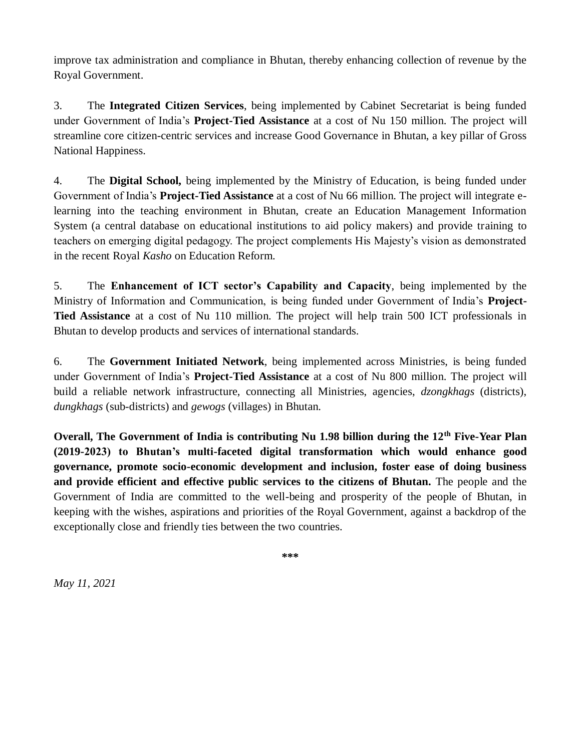improve tax administration and compliance in Bhutan, thereby enhancing collection of revenue by the Royal Government.

3. The **Integrated Citizen Services**, being implemented by Cabinet Secretariat is being funded under Government of India's **Project-Tied Assistance** at a cost of Nu 150 million. The project will streamline core citizen-centric services and increase Good Governance in Bhutan, a key pillar of Gross National Happiness.

4. The **Digital School,** being implemented by the Ministry of Education, is being funded under Government of India's **Project-Tied Assistance** at a cost of Nu 66 million. The project will integrate e-learning into the teaching environment in Bhutan, create an Education Management Information System (a central database on educational institutions to aid policy makers) and provide training to teachers on emerging digital pedagogy. The project complements His Majesty's vision as demonstrated in the recent Royal *Kasho* on Education Reform.

5. The **Enhancement of ICT sector's Capability and Capacity**, being implemented by the Ministry of Information and Communication, is being funded under Government of India's **Project-Tied Assistance** at a cost of Nu 110 million. The project will help train 500 ICT professionals in Bhutan to develop products and services of international standards.

6. The **Government Initiated Network**, being implemented across Ministries, is being funded under Government of India's **Project-Tied Assistance** at a cost of Nu 800 million. The project will build a reliable network infrastructure, connecting all Ministries, agencies, *dzongkhags* (districts), *dungkhags* (sub-districts) and *gewogs* (villages) in Bhutan.

**Overall, The Government of India is contributing Nu 1.98 billion during the 12th Five-Year Plan (2019-2023) to Bhutan's multi-faceted digital transformation which would enhance good governance, promote socio-economic development and inclusion, foster ease of doing business and provide efficient and effective public services to the citizens of Bhutan.** The people and the Government of India are committed to the well-being and prosperity of the people of Bhutan, in keeping with the wishes, aspirations and priorities of the Royal Government, against a backdrop of the exceptionally close and friendly ties between the two countries.

***

*May 11, 2021*